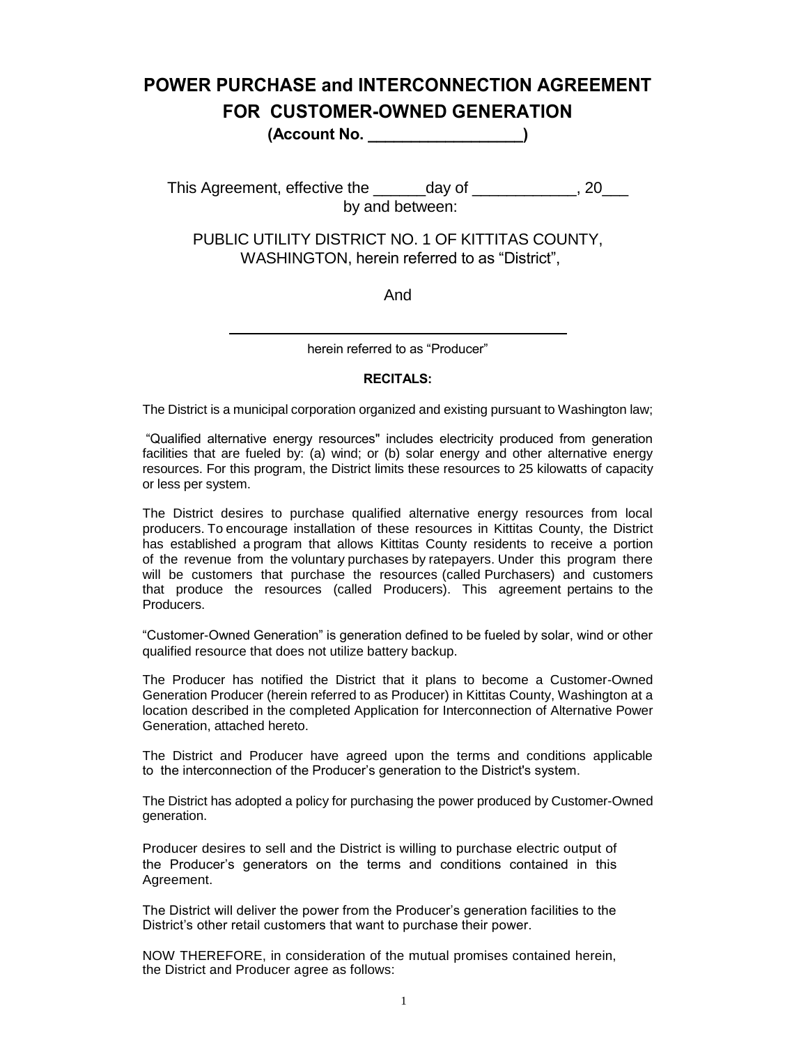# POWER PURCHASE and INTERCONNECTION AGREEMENT FOR CUSTOMER-OWNED GENERATION

**(Account No. __________________)**

This Agreement, effective the ______day of ____________, 20___ by and between:

PUBLIC UTILITY DISTRICT NO. 1 OF KITTITAS COUNTY, WASHINGTON, herein referred to as "District",

And

_____________________________________________

herein referred to as "Producer"

**RECITALS:**

The District is a municipal corporation organized and existing pursuant to Washington law;

"Qualified alternative energy resources" includes electricity produced from generation facilities that are fueled by: (a) wind; or (b) solar energy and other alternative energy resources. For this program, the District limits these resources to 25 kilowatts of capacity or less per system.

The District desires to purchase qualified alternative energy resources from local producers. To encourage installation of these resources in Kittitas County, the District has established a program that allows Kittitas County residents to receive a portion of the revenue from the voluntary purchases by ratepayers. Under this program there will be customers that purchase the resources (called Purchasers) and customers that produce the resources (called Producers). This agreement pertains to the Producers.

"Customer-Owned Generation" is generation defined to be fueled by solar, wind or other qualified resource that does not utilize battery backup.

The Producer has notified the District that it plans to become a Customer-Owned Generation Producer (herein referred to as Producer) in Kittitas County, Washington at a location described in the completed Application for Interconnection of Alternative Power Generation, attached hereto.

The District and Producer have agreed upon the terms and conditions applicable to the interconnection of the Producer's generation to the District's system.

The District has adopted a policy for purchasing the power produced by Customer-Owned generation.

Producer desires to sell and the District is willing to purchase electric output of the Producer's generators on the terms and conditions contained in this Agreement.

The District will deliver the power from the Producer's generation facilities to the District's other retail customers that want to purchase their power.

NOW THEREFORE, in consideration of the mutual promises contained herein, the District and Producer agree as follows: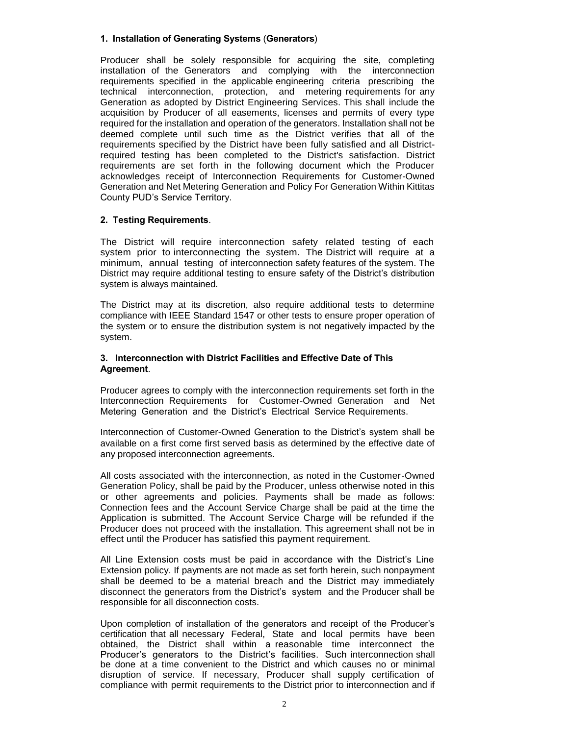**1. Installation of Generating Systems** (**Generators**)

Producer shall be solely responsible for acquiring the site, completing installation of the Generators and complying with the interconnection requirements specified in the applicable engineering criteria prescribing the technical interconnection, protection, and metering requirements for any Generation as adopted by District Engineering Services. This shall include the acquisition by Producer of all easements, licenses and permits of every type required for the installation and operation of the generators. Installation shall not be deemed complete until such time as the District verifies that all of the requirements specified by the District have been fully satisfied and all District-required testing has been completed to the District's satisfaction. District requirements are set forth in the following document which the Producer acknowledges receipt of Interconnection Requirements for Customer-Owned Generation and Net Metering Generation and Policy For Generation Within Kittitas County PUD's Service Territory.

**2. Testing Requirements**.

The District will require interconnection safety related testing of each system prior to interconnecting the system. The District will require at a minimum, annual testing of interconnection safety features of the system. The District may require additional testing to ensure safety of the District's distribution system is always maintained.

The District may at its discretion, also require additional tests to determine compliance with IEEE Standard 1547 or other tests to ensure proper operation of the system or to ensure the distribution system is not negatively impacted by the system.

**3. Interconnection with District Facilities and Effective Date of This Agreement**.

Producer agrees to comply with the interconnection requirements set forth in the Interconnection Requirements for Customer-Owned Generation and Net Metering Generation and the District's Electrical Service Requirements.

Interconnection of Customer-Owned Generation to the District's system shall be available on a first come first served basis as determined by the effective date of any proposed interconnection agreements.

All costs associated with the interconnection, as noted in the Customer-Owned Generation Policy, shall be paid by the Producer, unless otherwise noted in this or other agreements and policies. Payments shall be made as follows: Connection fees and the Account Service Charge shall be paid at the time the Application is submitted. The Account Service Charge will be refunded if the Producer does not proceed with the installation. This agreement shall not be in effect until the Producer has satisfied this payment requirement.

All Line Extension costs must be paid in accordance with the District's Line Extension policy. If payments are not made as set forth herein, such nonpayment shall be deemed to be a material breach and the District may immediately disconnect the generators from the District's system and the Producer shall be responsible for all disconnection costs.

Upon completion of installation of the generators and receipt of the Producer's certification that all necessary Federal, State and local permits have been obtained, the District shall within a reasonable time interconnect the Producer's generators to the District's facilities. Such interconnection shall be done at a time convenient to the District and which causes no or minimal disruption of service. If necessary, Producer shall supply certification of compliance with permit requirements to the District prior to interconnection and if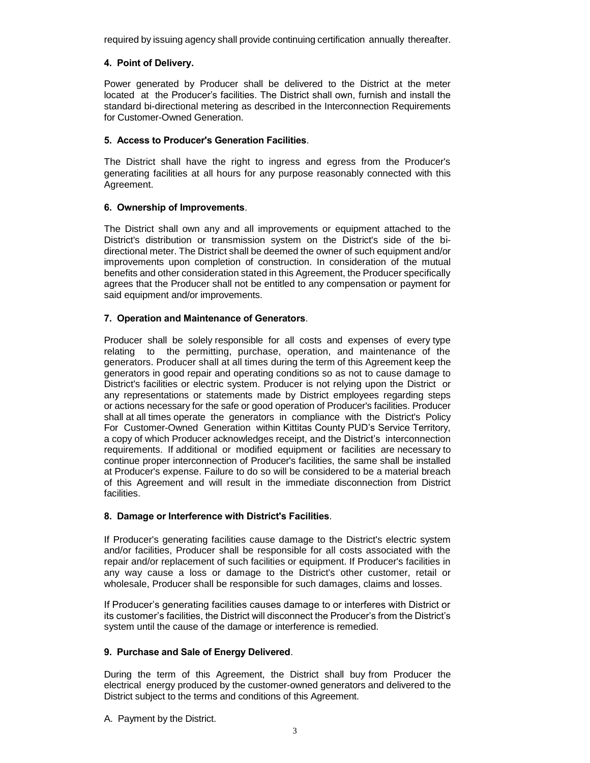required by issuing agency shall provide continuing certification annually thereafter.

**4. Point of Delivery.**

Power generated by Producer shall be delivered to the District at the meter located at the Producer's facilities. The District shall own, furnish and install the standard bi-directional metering as described in the Interconnection Requirements for Customer-Owned Generation.

**5. Access to Producer's Generation Facilities**.

The District shall have the right to ingress and egress from the Producer's generating facilities at all hours for any purpose reasonably connected with this Agreement.

**6. Ownership of Improvements**.

The District shall own any and all improvements or equipment attached to the District's distribution or transmission system on the District's side of the bi-directional meter. The District shall be deemed the owner of such equipment and/or improvements upon completion of construction. In consideration of the mutual benefits and other consideration stated in this Agreement, the Producer specifically agrees that the Producer shall not be entitled to any compensation or payment for said equipment and/or improvements.

**7. Operation and Maintenance of Generators**.

Producer shall be solely responsible for all costs and expenses of every type relating to the permitting, purchase, operation, and maintenance of the generators. Producer shall at all times during the term of this Agreement keep the generators in good repair and operating conditions so as not to cause damage to District's facilities or electric system. Producer is not relying upon the District or any representations or statements made by District employees regarding steps or actions necessary for the safe or good operation of Producer's facilities. Producer shall at all times operate the generators in compliance with the District's Policy For Customer-Owned Generation within Kittitas County PUD's Service Territory, a copy of which Producer acknowledges receipt, and the District's interconnection requirements. If additional or modified equipment or facilities are necessary to continue proper interconnection of Producer's facilities, the same shall be installed at Producer's expense. Failure to do so will be considered to be a material breach of this Agreement and will result in the immediate disconnection from District facilities.

**8. Damage or Interference with District's Facilities**.

If Producer's generating facilities cause damage to the District's electric system and/or facilities, Producer shall be responsible for all costs associated with the repair and/or replacement of such facilities or equipment. If Producer's facilities in any way cause a loss or damage to the District's other customer, retail or wholesale, Producer shall be responsible for such damages, claims and losses.

If Producer's generating facilities causes damage to or interferes with District or its customer's facilities, the District will disconnect the Producer's from the District's system until the cause of the damage or interference is remedied.

**9. Purchase and Sale of Energy Delivered**.

During the term of this Agreement, the District shall buy from Producer the electrical energy produced by the customer-owned generators and delivered to the District subject to the terms and conditions of this Agreement.

A. Payment by the District.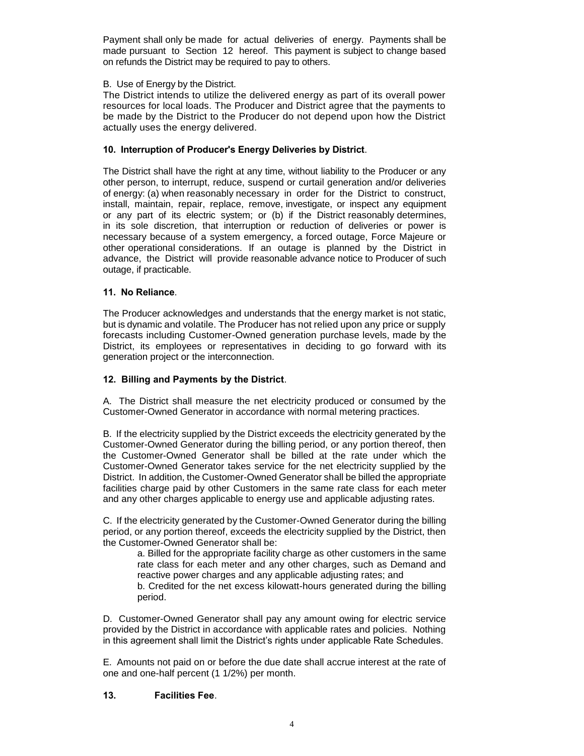Payment shall only be made for actual deliveries of energy. Payments shall be made pursuant to Section 12 hereof. This payment is subject to change based on refunds the District may be required to pay to others.

B. Use of Energy by the District.

The District intends to utilize the delivered energy as part of its overall power resources for local loads. The Producer and District agree that the payments to be made by the District to the Producer do not depend upon how the District actually uses the energy delivered.

**10. Interruption of Producer's Energy Deliveries by District**.

The District shall have the right at any time, without liability to the Producer or any other person, to interrupt, reduce, suspend or curtail generation and/or deliveries of energy: (a) when reasonably necessary in order for the District to construct, install, maintain, repair, replace, remove, investigate, or inspect any equipment or any part of its electric system; or (b) if the District reasonably determines, in its sole discretion, that interruption or reduction of deliveries or power is necessary because of a system emergency, a forced outage, Force Majeure or other operational considerations. If an outage is planned by the District in advance, the District will provide reasonable advance notice to Producer of such outage, if practicable.

**11. No Reliance**.

The Producer acknowledges and understands that the energy market is not static, but is dynamic and volatile. The Producer has not relied upon any price or supply forecasts including Customer-Owned generation purchase levels, made by the District, its employees or representatives in deciding to go forward with its generation project or the interconnection.

**12. Billing and Payments by the District**.

A. The District shall measure the net electricity produced or consumed by the Customer-Owned Generator in accordance with normal metering practices.

B. If the electricity supplied by the District exceeds the electricity generated by the Customer-Owned Generator during the billing period, or any portion thereof, then the Customer-Owned Generator shall be billed at the rate under which the Customer-Owned Generator takes service for the net electricity supplied by the District. In addition, the Customer-Owned Generator shall be billed the appropriate facilities charge paid by other Customers in the same rate class for each meter and any other charges applicable to energy use and applicable adjusting rates.

C. If the electricity generated by the Customer-Owned Generator during the billing period, or any portion thereof, exceeds the electricity supplied by the District, then the Customer-Owned Generator shall be:

> a. Billed for the appropriate facility charge as other customers in the same rate class for each meter and any other charges, such as Demand and reactive power charges and any applicable adjusting rates; and
>
> b. Credited for the net excess kilowatt-hours generated during the billing period.

D. Customer-Owned Generator shall pay any amount owing for electric service provided by the District in accordance with applicable rates and policies. Nothing in this agreement shall limit the District's rights under applicable Rate Schedules.

E. Amounts not paid on or before the due date shall accrue interest at the rate of one and one-half percent (1 1/2%) per month.

**13. Facilities Fee**.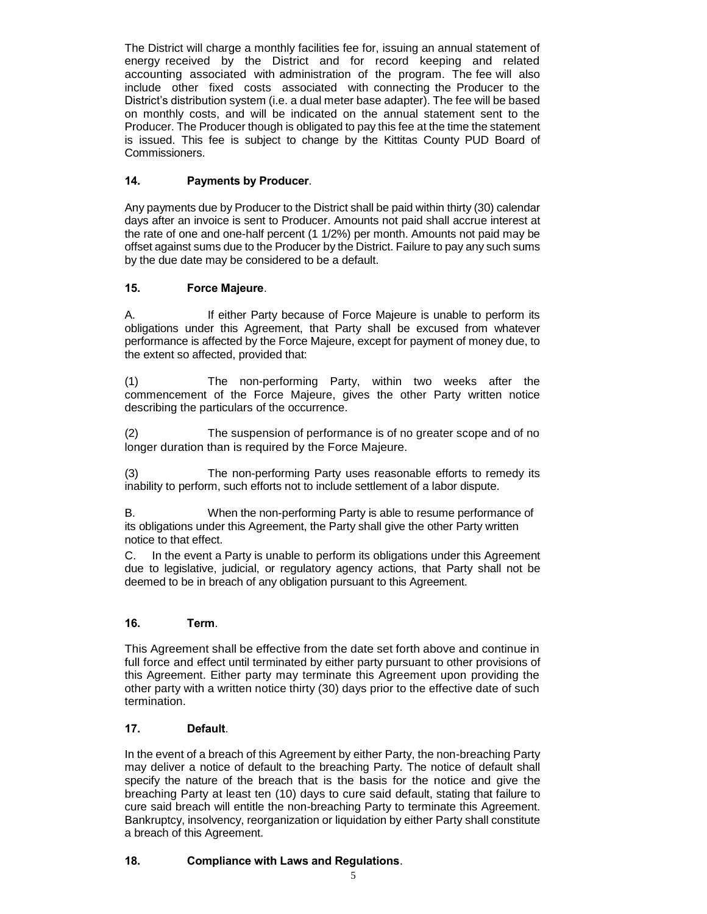The District will charge a monthly facilities fee for, issuing an annual statement of energy received by the District and for record keeping and related accounting associated with administration of the program. The fee will also include other fixed costs associated with connecting the Producer to the District's distribution system (i.e. a dual meter base adapter). The fee will be based on monthly costs, and will be indicated on the annual statement sent to the Producer. The Producer though is obligated to pay this fee at the time the statement is issued. This fee is subject to change by the Kittitas County PUD Board of Commissioners.

**14. Payments by Producer**.

Any payments due by Producer to the District shall be paid within thirty (30) calendar days after an invoice is sent to Producer. Amounts not paid shall accrue interest at the rate of one and one-half percent (1 1/2%) per month. Amounts not paid may be offset against sums due to the Producer by the District. Failure to pay any such sums by the due date may be considered to be a default.

**15. Force Majeure**.

A. If either Party because of Force Majeure is unable to perform its obligations under this Agreement, that Party shall be excused from whatever performance is affected by the Force Majeure, except for payment of money due, to the extent so affected, provided that:

(1) The non-performing Party, within two weeks after the commencement of the Force Majeure, gives the other Party written notice describing the particulars of the occurrence.

(2) The suspension of performance is of no greater scope and of no longer duration than is required by the Force Majeure.

(3) The non-performing Party uses reasonable efforts to remedy its inability to perform, such efforts not to include settlement of a labor dispute.

B. When the non-performing Party is able to resume performance of its obligations under this Agreement, the Party shall give the other Party written notice to that effect.

C. In the event a Party is unable to perform its obligations under this Agreement due to legislative, judicial, or regulatory agency actions, that Party shall not be deemed to be in breach of any obligation pursuant to this Agreement.

**16. Term**.

This Agreement shall be effective from the date set forth above and continue in full force and effect until terminated by either party pursuant to other provisions of this Agreement. Either party may terminate this Agreement upon providing the other party with a written notice thirty (30) days prior to the effective date of such termination.

**17. Default**.

In the event of a breach of this Agreement by either Party, the non-breaching Party may deliver a notice of default to the breaching Party. The notice of default shall specify the nature of the breach that is the basis for the notice and give the breaching Party at least ten (10) days to cure said default, stating that failure to cure said breach will entitle the non-breaching Party to terminate this Agreement. Bankruptcy, insolvency, reorganization or liquidation by either Party shall constitute a breach of this Agreement.

**18. Compliance with Laws and Regulations**.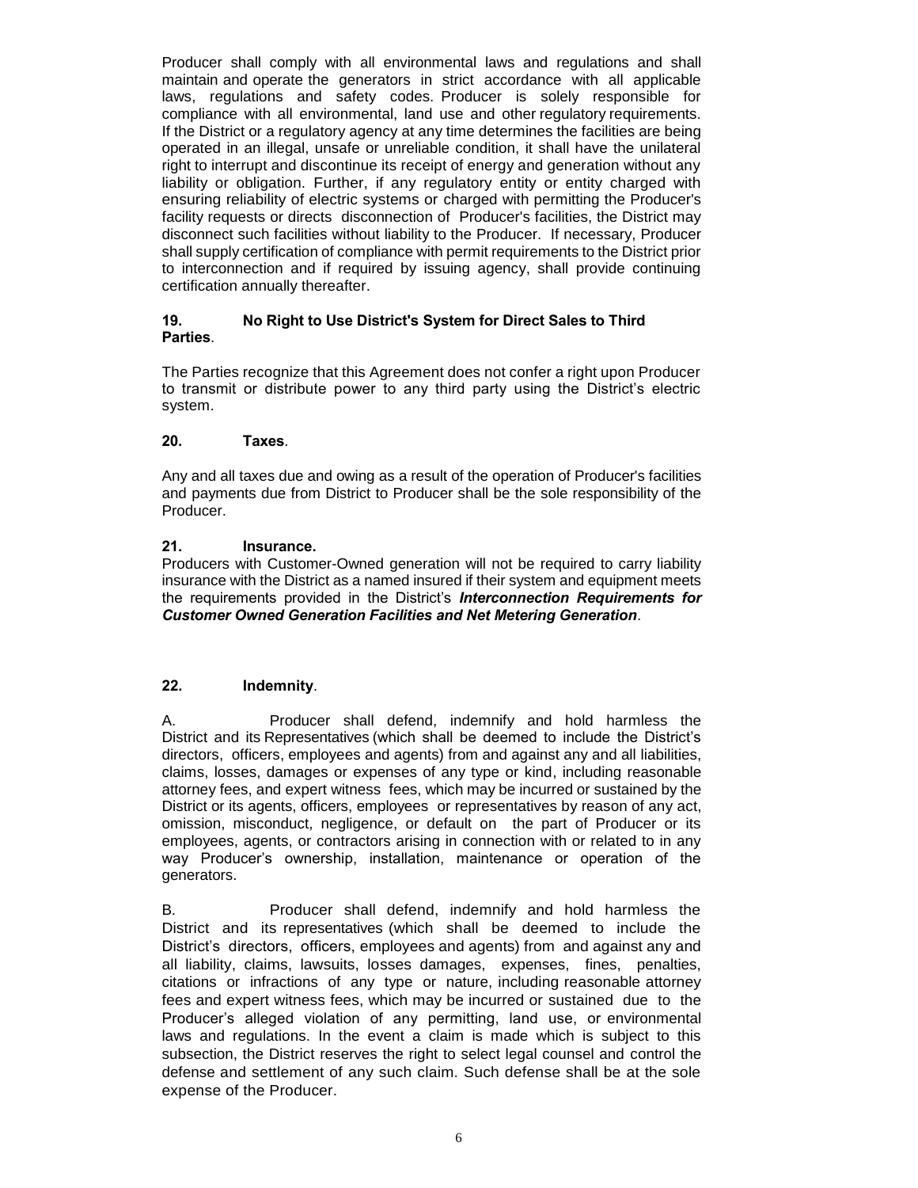Producer shall comply with all environmental laws and regulations and shall maintain and operate the generators in strict accordance with all applicable laws, regulations and safety codes. Producer is solely responsible for compliance with all environmental, land use and other regulatory requirements. If the District or a regulatory agency at any time determines the facilities are being operated in an illegal, unsafe or unreliable condition, it shall have the unilateral right to interrupt and discontinue its receipt of energy and generation without any liability or obligation. Further, if any regulatory entity or entity charged with ensuring reliability of electric systems or charged with permitting the Producer's facility requests or directs disconnection of Producer's facilities, the District may disconnect such facilities without liability to the Producer. If necessary, Producer shall supply certification of compliance with permit requirements to the District prior to interconnection and if required by issuing agency, shall provide continuing certification annually thereafter.

**19. No Right to Use District's System for Direct Sales to Third Parties**.

The Parties recognize that this Agreement does not confer a right upon Producer to transmit or distribute power to any third party using the District's electric system.

**20. Taxes**.

Any and all taxes due and owing as a result of the operation of Producer's facilities and payments due from District to Producer shall be the sole responsibility of the Producer.

**21. Insurance.**

Producers with Customer-Owned generation will not be required to carry liability insurance with the District as a named insured if their system and equipment meets the requirements provided in the District's ***Interconnection Requirements for Customer Owned Generation Facilities and Net Metering Generation***.

**22. Indemnity**.

A. Producer shall defend, indemnify and hold harmless the District and its Representatives (which shall be deemed to include the District's directors, officers, employees and agents) from and against any and all liabilities, claims, losses, damages or expenses of any type or kind, including reasonable attorney fees, and expert witness fees, which may be incurred or sustained by the District or its agents, officers, employees or representatives by reason of any act, omission, misconduct, negligence, or default on the part of Producer or its employees, agents, or contractors arising in connection with or related to in any way Producer's ownership, installation, maintenance or operation of the generators.

B. Producer shall defend, indemnify and hold harmless the District and its representatives (which shall be deemed to include the District's directors, officers, employees and agents) from and against any and all liability, claims, lawsuits, losses damages, expenses, fines, penalties, citations or infractions of any type or nature, including reasonable attorney fees and expert witness fees, which may be incurred or sustained due to the Producer's alleged violation of any permitting, land use, or environmental laws and regulations. In the event a claim is made which is subject to this subsection, the District reserves the right to select legal counsel and control the defense and settlement of any such claim. Such defense shall be at the sole expense of the Producer.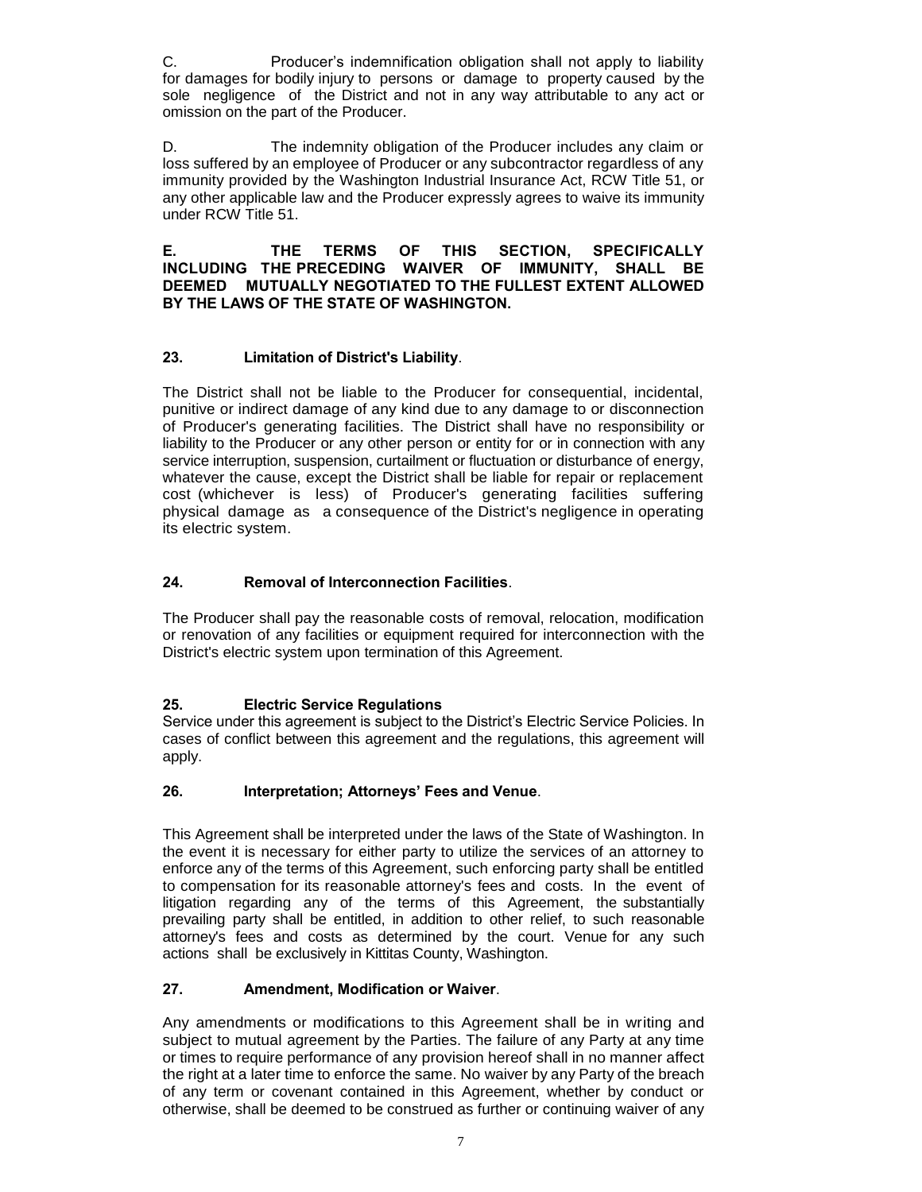C. Producer's indemnification obligation shall not apply to liability for damages for bodily injury to persons or damage to property caused by the sole negligence of the District and not in any way attributable to any act or omission on the part of the Producer.

D. The indemnity obligation of the Producer includes any claim or loss suffered by an employee of Producer or any subcontractor regardless of any immunity provided by the Washington Industrial Insurance Act, RCW Title 51, or any other applicable law and the Producer expressly agrees to waive its immunity under RCW Title 51.

**E. THE TERMS OF THIS SECTION, SPECIFICALLY INCLUDING THE PRECEDING WAIVER OF IMMUNITY, SHALL BE DEEMED MUTUALLY NEGOTIATED TO THE FULLEST EXTENT ALLOWED BY THE LAWS OF THE STATE OF WASHINGTON.**

**23. Limitation of District's Liability**.

The District shall not be liable to the Producer for consequential, incidental, punitive or indirect damage of any kind due to any damage to or disconnection of Producer's generating facilities. The District shall have no responsibility or liability to the Producer or any other person or entity for or in connection with any service interruption, suspension, curtailment or fluctuation or disturbance of energy, whatever the cause, except the District shall be liable for repair or replacement cost (whichever is less) of Producer's generating facilities suffering physical damage as a consequence of the District's negligence in operating its electric system.

**24. Removal of Interconnection Facilities**.

The Producer shall pay the reasonable costs of removal, relocation, modification or renovation of any facilities or equipment required for interconnection with the District's electric system upon termination of this Agreement.

**25. Electric Service Regulations**

Service under this agreement is subject to the District's Electric Service Policies. In cases of conflict between this agreement and the regulations, this agreement will apply.

**26. Interpretation; Attorneys' Fees and Venue**.

This Agreement shall be interpreted under the laws of the State of Washington. In the event it is necessary for either party to utilize the services of an attorney to enforce any of the terms of this Agreement, such enforcing party shall be entitled to compensation for its reasonable attorney's fees and costs. In the event of litigation regarding any of the terms of this Agreement, the substantially prevailing party shall be entitled, in addition to other relief, to such reasonable attorney's fees and costs as determined by the court. Venue for any such actions shall be exclusively in Kittitas County, Washington.

**27. Amendment, Modification or Waiver**.

Any amendments or modifications to this Agreement shall be in writing and subject to mutual agreement by the Parties. The failure of any Party at any time or times to require performance of any provision hereof shall in no manner affect the right at a later time to enforce the same. No waiver by any Party of the breach of any term or covenant contained in this Agreement, whether by conduct or otherwise, shall be deemed to be construed as further or continuing waiver of any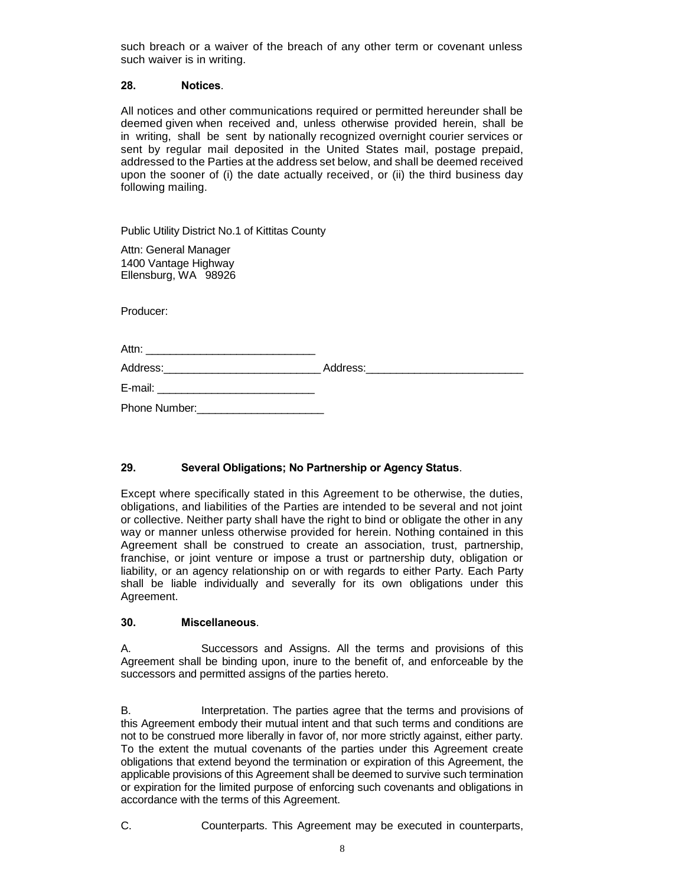such breach or a waiver of the breach of any other term or covenant unless such waiver is in writing.

**28. Notices**.

All notices and other communications required or permitted hereunder shall be deemed given when received and, unless otherwise provided herein, shall be in writing, shall be sent by nationally recognized overnight courier services or sent by regular mail deposited in the United States mail, postage prepaid, addressed to the Parties at the address set below, and shall be deemed received upon the sooner of (i) the date actually received, or (ii) the third business day following mailing.

Public Utility District No.1 of Kittitas County

Attn: General Manager
1400 Vantage Highway
Ellensburg, WA 98926

Producer:

Attn: ___________________________

Address:_________________________ Address:_________________________

E-mail: _________________________

Phone Number:____________________

**29. Several Obligations; No Partnership or Agency Status**.

Except where specifically stated in this Agreement to be otherwise, the duties, obligations, and liabilities of the Parties are intended to be several and not joint or collective. Neither party shall have the right to bind or obligate the other in any way or manner unless otherwise provided for herein. Nothing contained in this Agreement shall be construed to create an association, trust, partnership, franchise, or joint venture or impose a trust or partnership duty, obligation or liability, or an agency relationship on or with regards to either Party. Each Party shall be liable individually and severally for its own obligations under this Agreement.

**30. Miscellaneous**.

A. Successors and Assigns. All the terms and provisions of this Agreement shall be binding upon, inure to the benefit of, and enforceable by the successors and permitted assigns of the parties hereto.

B. Interpretation. The parties agree that the terms and provisions of this Agreement embody their mutual intent and that such terms and conditions are not to be construed more liberally in favor of, nor more strictly against, either party. To the extent the mutual covenants of the parties under this Agreement create obligations that extend beyond the termination or expiration of this Agreement, the applicable provisions of this Agreement shall be deemed to survive such termination or expiration for the limited purpose of enforcing such covenants and obligations in accordance with the terms of this Agreement.

C. Counterparts. This Agreement may be executed in counterparts,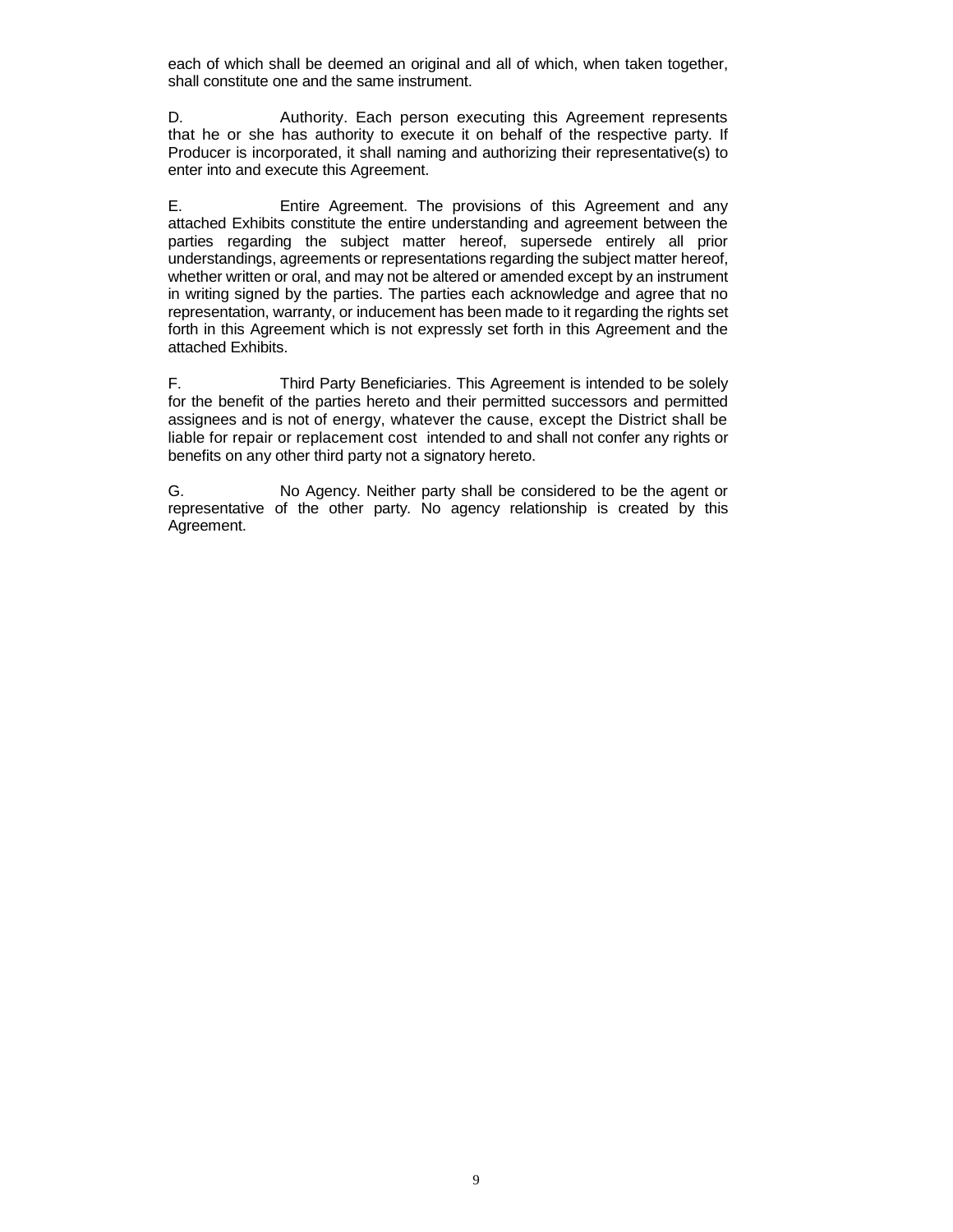each of which shall be deemed an original and all of which, when taken together, shall constitute one and the same instrument.

D. Authority. Each person executing this Agreement represents that he or she has authority to execute it on behalf of the respective party. If Producer is incorporated, it shall naming and authorizing their representative(s) to enter into and execute this Agreement.

E. Entire Agreement. The provisions of this Agreement and any attached Exhibits constitute the entire understanding and agreement between the parties regarding the subject matter hereof, supersede entirely all prior understandings, agreements or representations regarding the subject matter hereof, whether written or oral, and may not be altered or amended except by an instrument in writing signed by the parties. The parties each acknowledge and agree that no representation, warranty, or inducement has been made to it regarding the rights set forth in this Agreement which is not expressly set forth in this Agreement and the attached Exhibits.

F. Third Party Beneficiaries. This Agreement is intended to be solely for the benefit of the parties hereto and their permitted successors and permitted assignees and is not of energy, whatever the cause, except the District shall be liable for repair or replacement cost intended to and shall not confer any rights or benefits on any other third party not a signatory hereto.

G. No Agency. Neither party shall be considered to be the agent or representative of the other party. No agency relationship is created by this Agreement.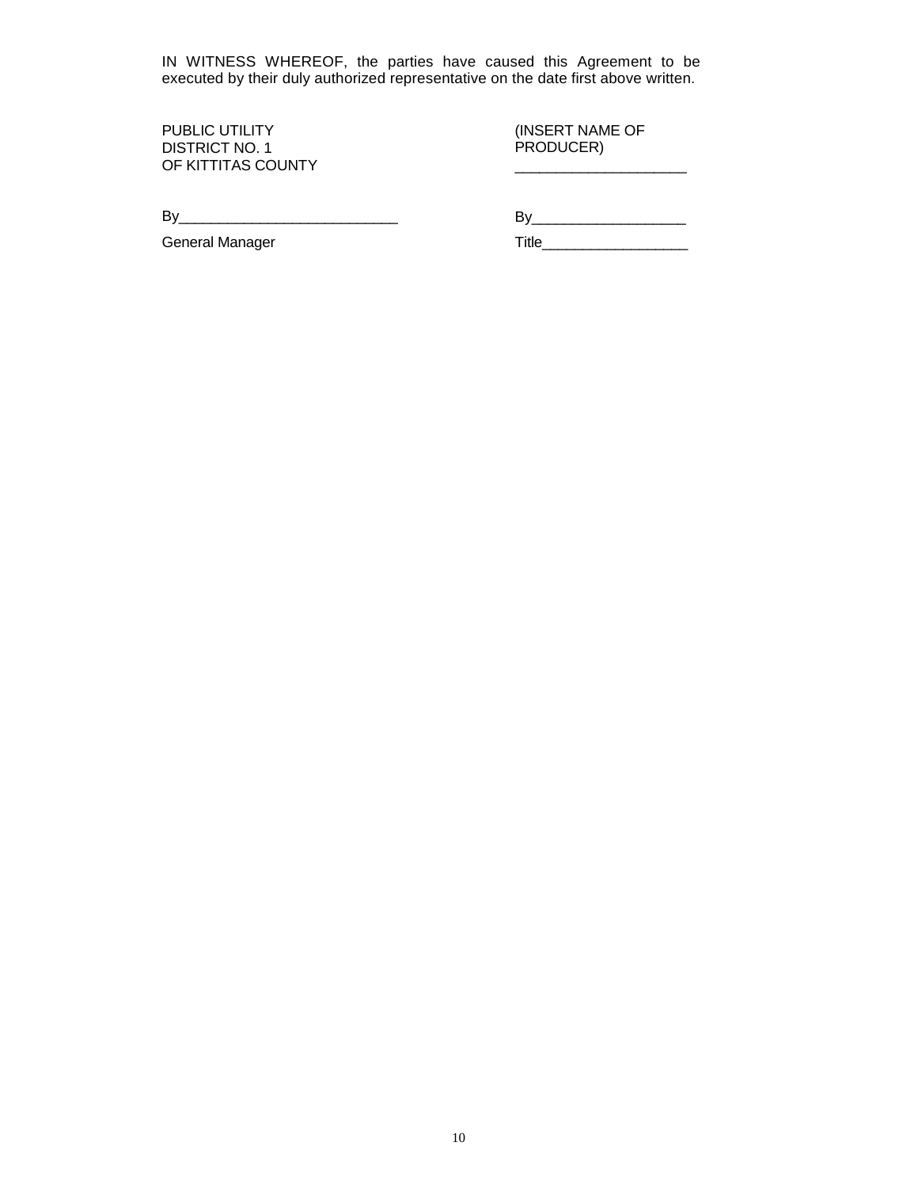IN WITNESS WHEREOF, the parties have caused this Agreement to be executed by their duly authorized representative on the date first above written.

| PUBLIC UTILITY DISTRICT NO. 1 OF KITTITAS COUNTY | (INSERT NAME OF PRODUCER) ____________________ |
|---|---|
| By__________________________ | By__________________ |
| General Manager | Title_________________ |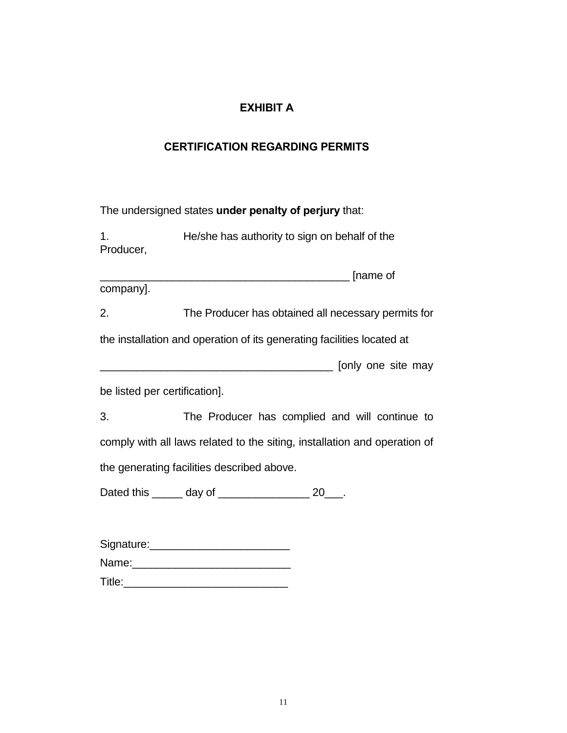# EXHIBIT A

## CERTIFICATION REGARDING PERMITS

The undersigned states **under penalty of perjury** that:

1. He/she has authority to sign on behalf of the Producer,

___________________________________________ [name of company].

2. The Producer has obtained all necessary permits for the installation and operation of its generating facilities located at _______________________________________ [only one site may be listed per certification].

3. The Producer has complied and will continue to comply with all laws related to the siting, installation and operation of the generating facilities described above.

Dated this _____ day of _______________ 20___.

Signature:_______________________

Name:__________________________

Title:___________________________